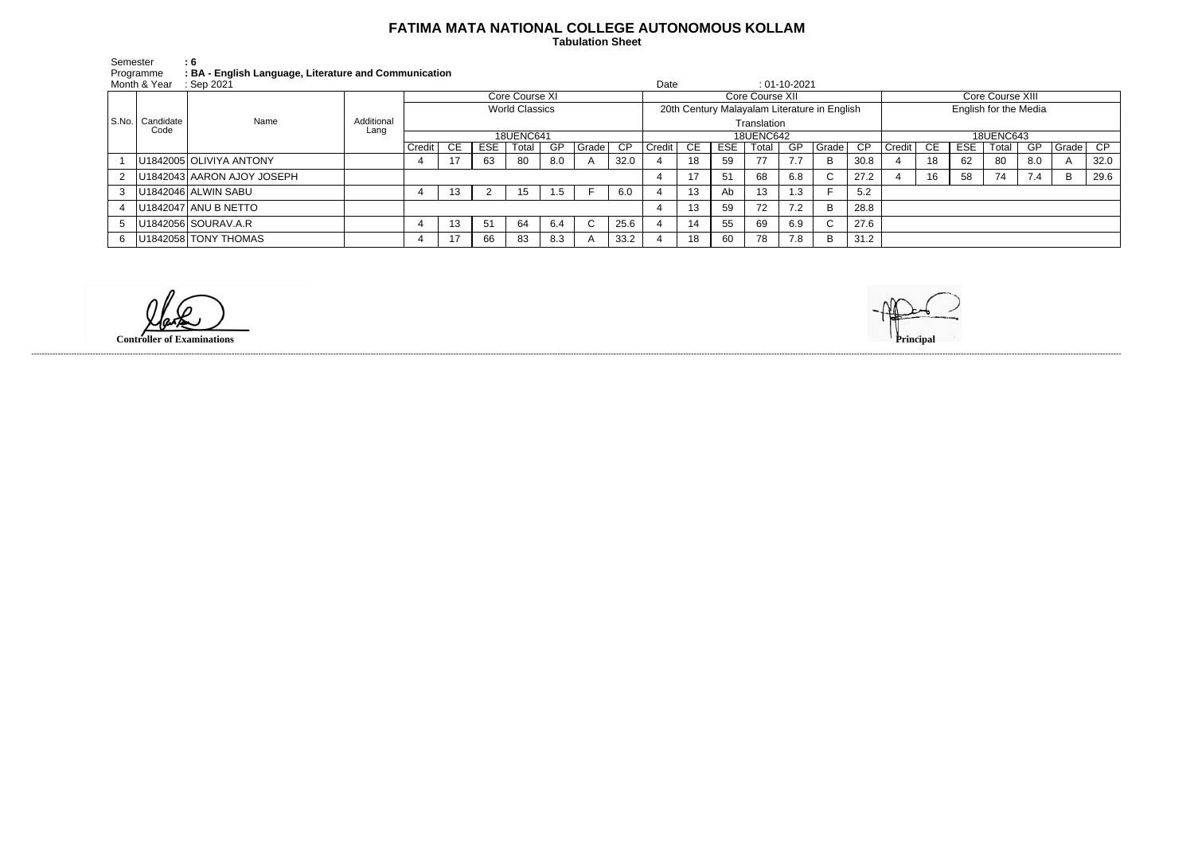# FATIMA MATA NATIONAL COLLEGE AUTONOMOUS KOLLAM

**Tabulation Sheet**

Semester **: 6**
Programme **: BA - English Language, Literature and Communication**
Month & Year : Sep 2021 Date : 01-10-2021

| S.No. | Candidate Code | Name | Additional Lang | Core Course XI | | | | | | | Core Course XII | | | | | | | Core Course XIII | | | | | | |
|---|---|---|---|---|---|---|---|---|---|---|---|---|---|---|---|---|---|---|---|---|---|---|---|---|
| | | | | World Classics | | | | | | | 20th Century Malayalam Literature in English Translation | | | | | | | English for the Media | | | | | | |
| | | | | 18UENC641 | | | | | | | 18UENC642 | | | | | | | 18UENC643 | | | | | | |
| | | | | Credit | CE | ESE | Total | GP | Grade | CP | Credit | CE | ESE | Total | GP | Grade | CP | Credit | CE | ESE | Total | GP | Grade | CP |
| 1 | U1842005 | OLIVIYA ANTONY | | 4 | 17 | 63 | 80 | 8.0 | A | 32.0 | 4 | 18 | 59 | 77 | 7.7 | B | 30.8 | 4 | 18 | 62 | 80 | 8.0 | A | 32.0 |
| 2 | U1842043 | AARON AJOY JOSEPH | | | | | | | | | 4 | 17 | 51 | 68 | 6.8 | C | 27.2 | 4 | 16 | 58 | 74 | 7.4 | B | 29.6 |
| 3 | U1842046 | ALWIN SABU | | 4 | 13 | 2 | 15 | 1.5 | F | 6.0 | 4 | 13 | Ab | 13 | 1.3 | F | 5.2 | | | | | | | |
| 4 | U1842047 | ANU B NETTO | | | | | | | | | 4 | 13 | 59 | 72 | 7.2 | B | 28.8 | | | | | | | |
| 5 | U1842056 | SOURAV.A.R | | 4 | 13 | 51 | 64 | 6.4 | C | 25.6 | 4 | 14 | 55 | 69 | 6.9 | C | 27.6 | | | | | | | |
| 6 | U1842058 | TONY THOMAS | | 4 | 17 | 66 | 83 | 8.3 | A | 33.2 | 4 | 18 | 60 | 78 | 7.8 | B | 31.2 | | | | | | | |

**Controller of Examinations**

**Principal**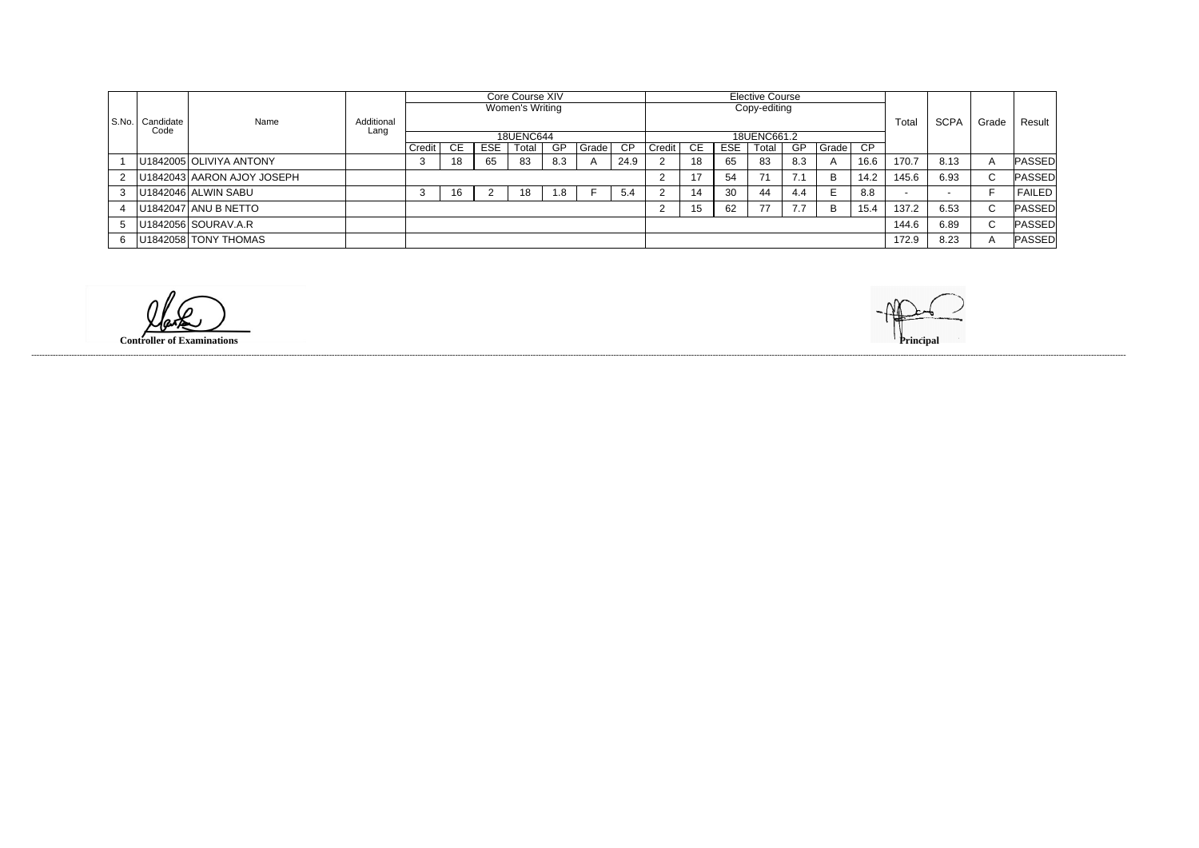| S.No. | Candidate Code | Name | Additional Lang | Core Course XIV Women's Writing 18UENC644 | | | | | | | Elective Course Copy-editing 18UENC661.2 | | | | | | | Total | SCPA | Grade | Result |
|---|---|---|---|---|---|---|---|---|---|---|---|---|---|---|---|---|---|---|---|---|---|
| | | | | Credit | CE | ESE | Total | GP | Grade | CP | Credit | CE | ESE | Total | GP | Grade | CP | | | | |
| 1 | U1842005 | OLIVIYA ANTONY | | 3 | 18 | 65 | 83 | 8.3 | A | 24.9 | 2 | 18 | 65 | 83 | 8.3 | A | 16.6 | 170.7 | 8.13 | A | PASSED |
| 2 | U1842043 | AARON AJOY JOSEPH | | | | | | | | | 2 | 17 | 54 | 71 | 7.1 | B | 14.2 | 145.6 | 6.93 | C | PASSED |
| 3 | U1842046 | ALWIN SABU | | 3 | 16 | 2 | 18 | 1.8 | F | 5.4 | 2 | 14 | 30 | 44 | 4.4 | E | 8.8 | - | - | F | FAILED |
| 4 | U1842047 | ANU B NETTO | | | | | | | | | 2 | 15 | 62 | 77 | 7.7 | B | 15.4 | 137.2 | 6.53 | C | PASSED |
| 5 | U1842056 | SOURAV.A.R | | | | | | | | | | | | | | | | 144.6 | 6.89 | C | PASSED |
| 6 | U1842058 | TONY THOMAS | | | | | | | | | | | | | | | | 172.9 | 8.23 | A | PASSED |

**Controller of Examinations**

**Principal**